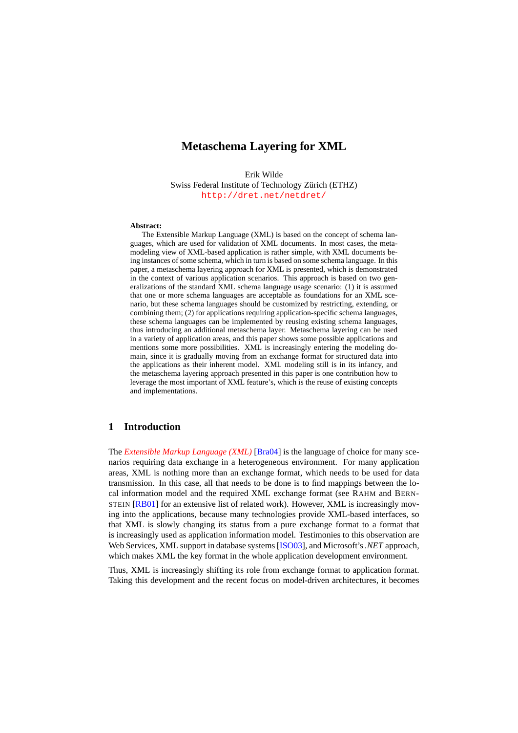# Metaschema Layering for XML

Erik Wilde
Swiss Federal Institute of Technology Zürich (ETHZ)
http://dret.net/netdret/

**Abstract:**
The Extensible Markup Language (XML) is based on the concept of schema languages, which are used for validation of XML documents. In most cases, the metamodeling view of XML-based application is rather simple, with XML documents being instances of some schema, which in turn is based on some schema language. In this paper, a metaschema layering approach for XML is presented, which is demonstrated in the context of various application scenarios. This approach is based on two generalizations of the standard XML schema language usage scenario: (1) it is assumed that one or more schema languages are acceptable as foundations for an XML scenario, but these schema languages should be customized by restricting, extending, or combining them; (2) for applications requiring application-specific schema languages, these schema languages can be implemented by reusing existing schema languages, thus introducing an additional metaschema layer. Metaschema layering can be used in a variety of application areas, and this paper shows some possible applications and mentions some more possibilities. XML is increasingly entering the modeling domain, since it is gradually moving from an exchange format for structured data into the applications as their inherent model. XML modeling still is in its infancy, and the metaschema layering approach presented in this paper is one contribution how to leverage the most important of XML feature's, which is the reuse of existing concepts and implementations.

## 1 Introduction

The *Extensible Markup Language (XML)* [Bra04] is the language of choice for many scenarios requiring data exchange in a heterogeneous environment. For many application areas, XML is nothing more than an exchange format, which needs to be used for data transmission. In this case, all that needs to be done is to find mappings between the local information model and the required XML exchange format (see RAHM and BERNSTEIN [RB01] for an extensive list of related work). However, XML is increasingly moving into the applications, because many technologies provide XML-based interfaces, so that XML is slowly changing its status from a pure exchange format to a format that is increasingly used as application information model. Testimonies to this observation are Web Services, XML support in database systems [ISO03], and Microsoft's *.NET* approach, which makes XML the key format in the whole application development environment.

Thus, XML is increasingly shifting its role from exchange format to application format. Taking this development and the recent focus on model-driven architectures, it becomes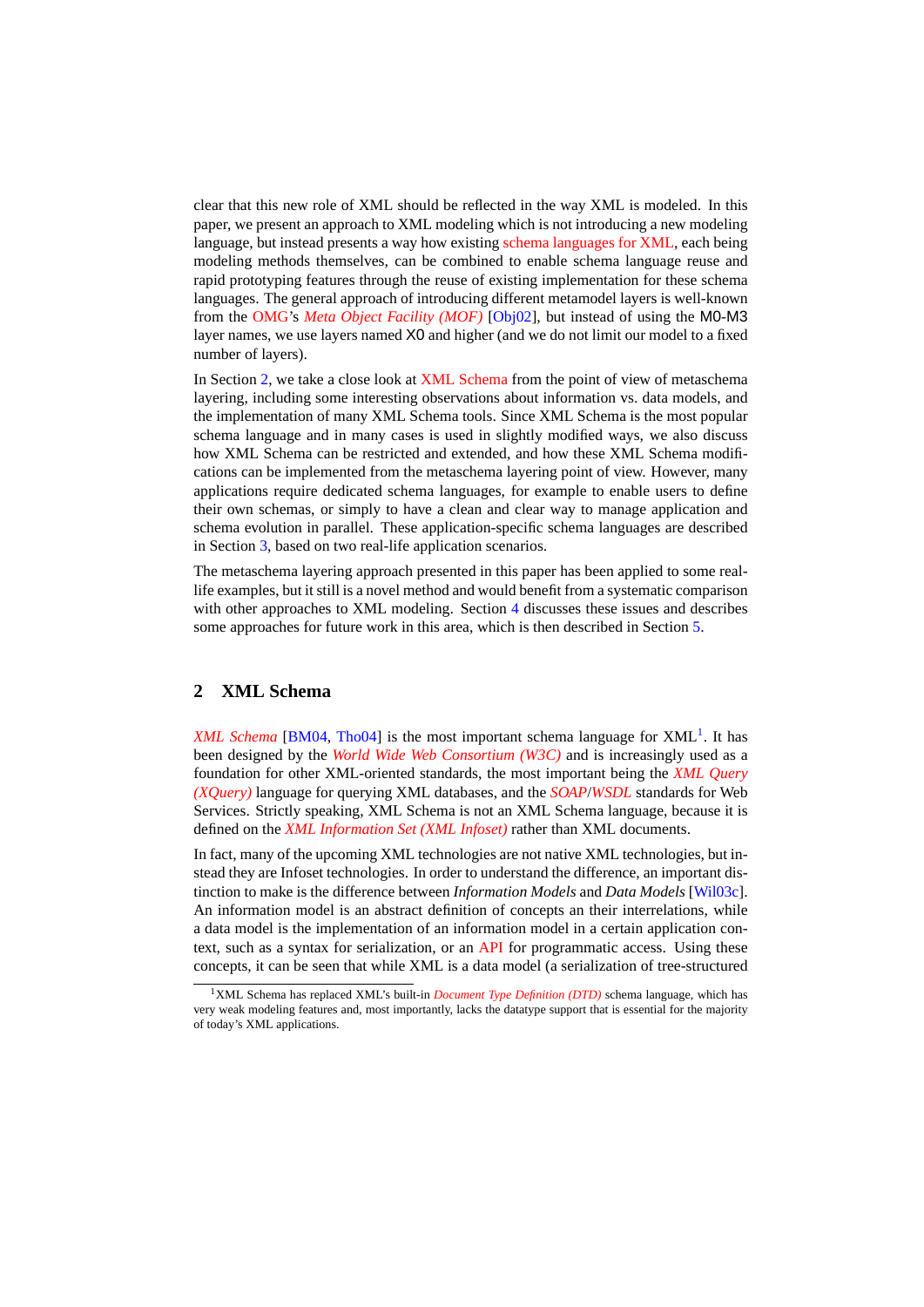clear that this new role of XML should be reflected in the way XML is modeled. In this paper, we present an approach to XML modeling which is not introducing a new modeling language, but instead presents a way how existing schema languages for XML, each being modeling methods themselves, can be combined to enable schema language reuse and rapid prototyping features through the reuse of existing implementation for these schema languages. The general approach of introducing different metamodel layers is well-known from the OMG's *Meta Object Facility (MOF)* [Obj02], but instead of using the M0-M3 layer names, we use layers named X0 and higher (and we do not limit our model to a fixed number of layers).

In Section 2, we take a close look at XML Schema from the point of view of metaschema layering, including some interesting observations about information vs. data models, and the implementation of many XML Schema tools. Since XML Schema is the most popular schema language and in many cases is used in slightly modified ways, we also discuss how XML Schema can be restricted and extended, and how these XML Schema modifications can be implemented from the metaschema layering point of view. However, many applications require dedicated schema languages, for example to enable users to define their own schemas, or simply to have a clean and clear way to manage application and schema evolution in parallel. These application-specific schema languages are described in Section 3, based on two real-life application scenarios.

The metaschema layering approach presented in this paper has been applied to some real-life examples, but it still is a novel method and would benefit from a systematic comparison with other approaches to XML modeling. Section 4 discusses these issues and describes some approaches for future work in this area, which is then described in Section 5.

## 2 XML Schema

*XML Schema* [BM04, Tho04] is the most important schema language for XML[1]. It has been designed by the *World Wide Web Consortium (W3C)* and is increasingly used as a foundation for other XML-oriented standards, the most important being the *XML Query (XQuery)* language for querying XML databases, and the *SOAP*/*WSDL* standards for Web Services. Strictly speaking, XML Schema is not an XML Schema language, because it is defined on the *XML Information Set (XML Infoset)* rather than XML documents.

In fact, many of the upcoming XML technologies are not native XML technologies, but instead they are Infoset technologies. In order to understand the difference, an important distinction to make is the difference between *Information Models* and *Data Models* [Wil03c]. An information model is an abstract definition of concepts an their interrelations, while a data model is the implementation of an information model in a certain application context, such as a syntax for serialization, or an API for programmatic access. Using these concepts, it can be seen that while XML is a data model (a serialization of tree-structured

[1] XML Schema has replaced XML's built-in *Document Type Definition (DTD)* schema language, which has very weak modeling features and, most importantly, lacks the datatype support that is essential for the majority of today's XML applications.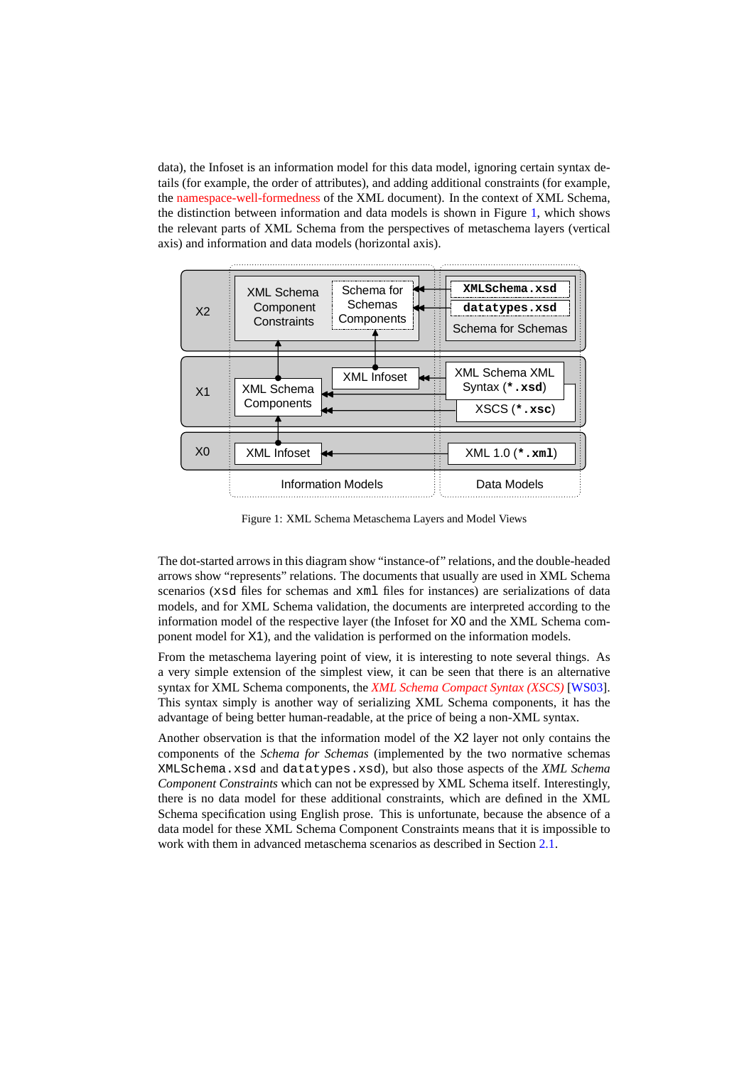data), the Infoset is an information model for this data model, ignoring certain syntax details (for example, the order of attributes), and adding additional constraints (for example, the namespace-well-formedness of the XML document). In the context of XML Schema, the distinction between information and data models is shown in Figure 1, which shows the relevant parts of XML Schema from the perspectives of metaschema layers (vertical axis) and information and data models (horizontal axis).

Figure 1: XML Schema Metaschema Layers and Model Views

The dot-started arrows in this diagram show "instance-of" relations, and the double-headed arrows show "represents" relations. The documents that usually are used in XML Schema scenarios (`xsd` files for schemas and `xml` files for instances) are serializations of data models, and for XML Schema validation, the documents are interpreted according to the information model of the respective layer (the Infoset for `X0` and the XML Schema component model for `X1`), and the validation is performed on the information models.

From the metaschema layering point of view, it is interesting to note several things. As a very simple extension of the simplest view, it can be seen that there is an alternative syntax for XML Schema components, the *XML Schema Compact Syntax (XSCS)* [WS03]. This syntax simply is another way of serializing XML Schema components, it has the advantage of being better human-readable, at the price of being a non-XML syntax.

Another observation is that the information model of the `X2` layer not only contains the components of the *Schema for Schemas* (implemented by the two normative schemas `XMLSchema.xsd` and `datatypes.xsd`), but also those aspects of the *XML Schema Component Constraints* which can not be expressed by XML Schema itself. Interestingly, there is no data model for these additional constraints, which are defined in the XML Schema specification using English prose. This is unfortunate, because the absence of a data model for these XML Schema Component Constraints means that it is impossible to work with them in advanced metaschema scenarios as described in Section 2.1.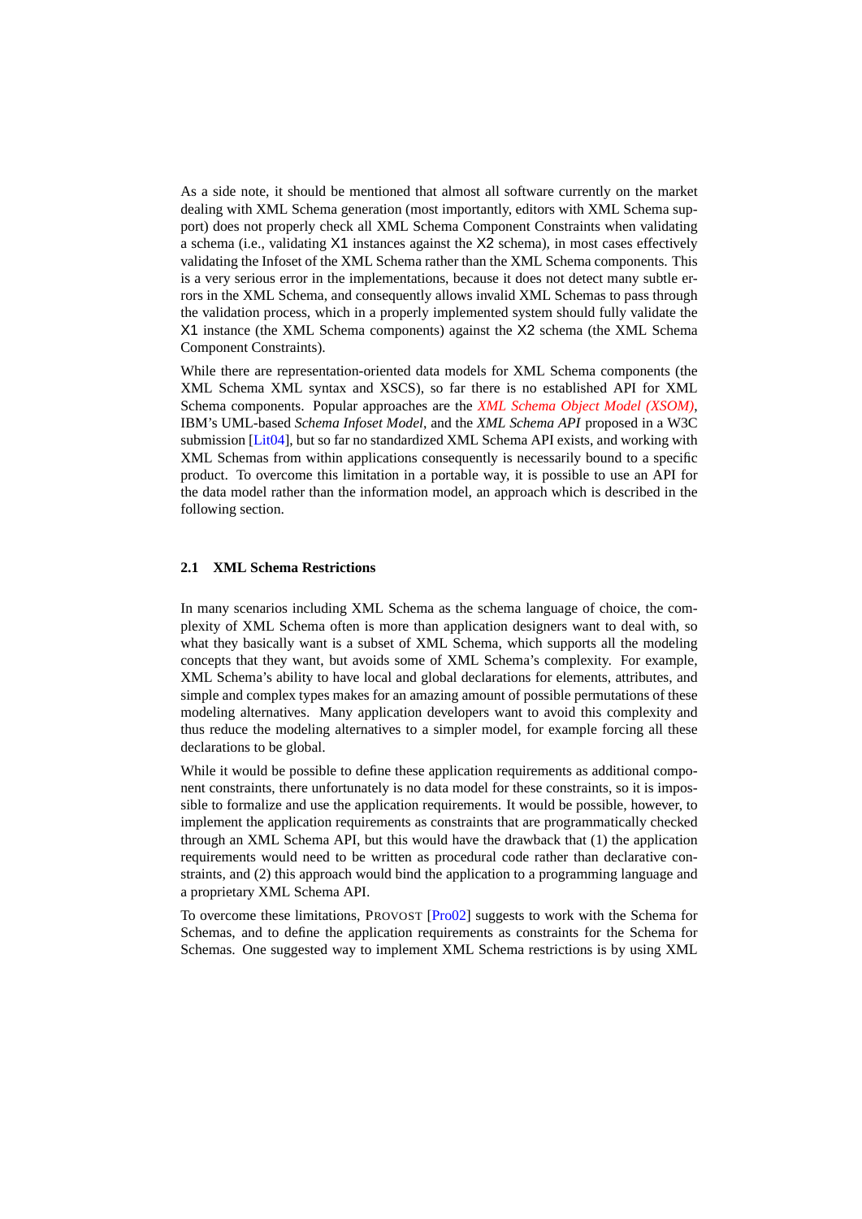As a side note, it should be mentioned that almost all software currently on the market dealing with XML Schema generation (most importantly, editors with XML Schema support) does not properly check all XML Schema Component Constraints when validating a schema (i.e., validating X1 instances against the X2 schema), in most cases effectively validating the Infoset of the XML Schema rather than the XML Schema components. This is a very serious error in the implementations, because it does not detect many subtle errors in the XML Schema, and consequently allows invalid XML Schemas to pass through the validation process, which in a properly implemented system should fully validate the X1 instance (the XML Schema components) against the X2 schema (the XML Schema Component Constraints).

While there are representation-oriented data models for XML Schema components (the XML Schema XML syntax and XSCS), so far there is no established API for XML Schema components. Popular approaches are the *XML Schema Object Model (XSOM)*, IBM's UML-based *Schema Infoset Model*, and the *XML Schema API* proposed in a W3C submission [Lit04], but so far no standardized XML Schema API exists, and working with XML Schemas from within applications consequently is necessarily bound to a specific product. To overcome this limitation in a portable way, it is possible to use an API for the data model rather than the information model, an approach which is described in the following section.

### 2.1 XML Schema Restrictions

In many scenarios including XML Schema as the schema language of choice, the complexity of XML Schema often is more than application designers want to deal with, so what they basically want is a subset of XML Schema, which supports all the modeling concepts that they want, but avoids some of XML Schema's complexity. For example, XML Schema's ability to have local and global declarations for elements, attributes, and simple and complex types makes for an amazing amount of possible permutations of these modeling alternatives. Many application developers want to avoid this complexity and thus reduce the modeling alternatives to a simpler model, for example forcing all these declarations to be global.

While it would be possible to define these application requirements as additional component constraints, there unfortunately is no data model for these constraints, so it is impossible to formalize and use the application requirements. It would be possible, however, to implement the application requirements as constraints that are programmatically checked through an XML Schema API, but this would have the drawback that (1) the application requirements would need to be written as procedural code rather than declarative constraints, and (2) this approach would bind the application to a programming language and a proprietary XML Schema API.

To overcome these limitations, PROVOST [Pro02] suggests to work with the Schema for Schemas, and to define the application requirements as constraints for the Schema for Schemas. One suggested way to implement XML Schema restrictions is by using XML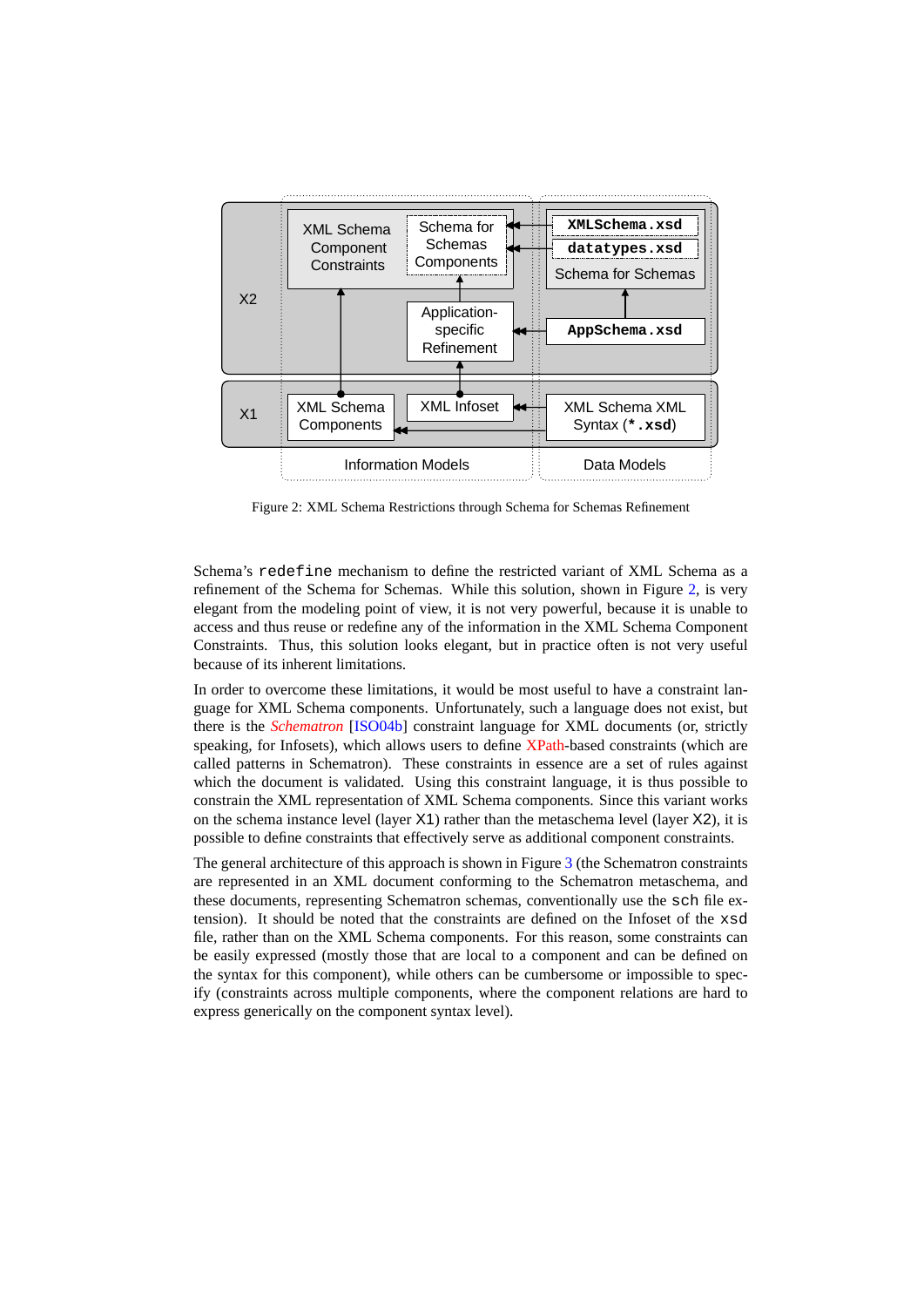Figure 2: XML Schema Restrictions through Schema for Schemas Refinement

Schema's `redefine` mechanism to define the restricted variant of XML Schema as a refinement of the Schema for Schemas. While this solution, shown in Figure 2, is very elegant from the modeling point of view, it is not very powerful, because it is unable to access and thus reuse or redefine any of the information in the XML Schema Component Constraints. Thus, this solution looks elegant, but in practice often is not very useful because of its inherent limitations.

In order to overcome these limitations, it would be most useful to have a constraint language for XML Schema components. Unfortunately, such a language does not exist, but there is the *Schematron* [ISO04b] constraint language for XML documents (or, strictly speaking, for Infosets), which allows users to define XPath-based constraints (which are called patterns in Schematron). These constraints in essence are a set of rules against which the document is validated. Using this constraint language, it is thus possible to constrain the XML representation of XML Schema components. Since this variant works on the schema instance level (layer `X1`) rather than the metaschema level (layer `X2`), it is possible to define constraints that effectively serve as additional component constraints.

The general architecture of this approach is shown in Figure 3 (the Schematron constraints are represented in an XML document conforming to the Schematron metaschema, and these documents, representing Schematron schemas, conventionally use the `sch` file extension). It should be noted that the constraints are defined on the Infoset of the `xsd` file, rather than on the XML Schema components. For this reason, some constraints can be easily expressed (mostly those that are local to a component and can be defined on the syntax for this component), while others can be cumbersome or impossible to specify (constraints across multiple components, where the component relations are hard to express generically on the component syntax level).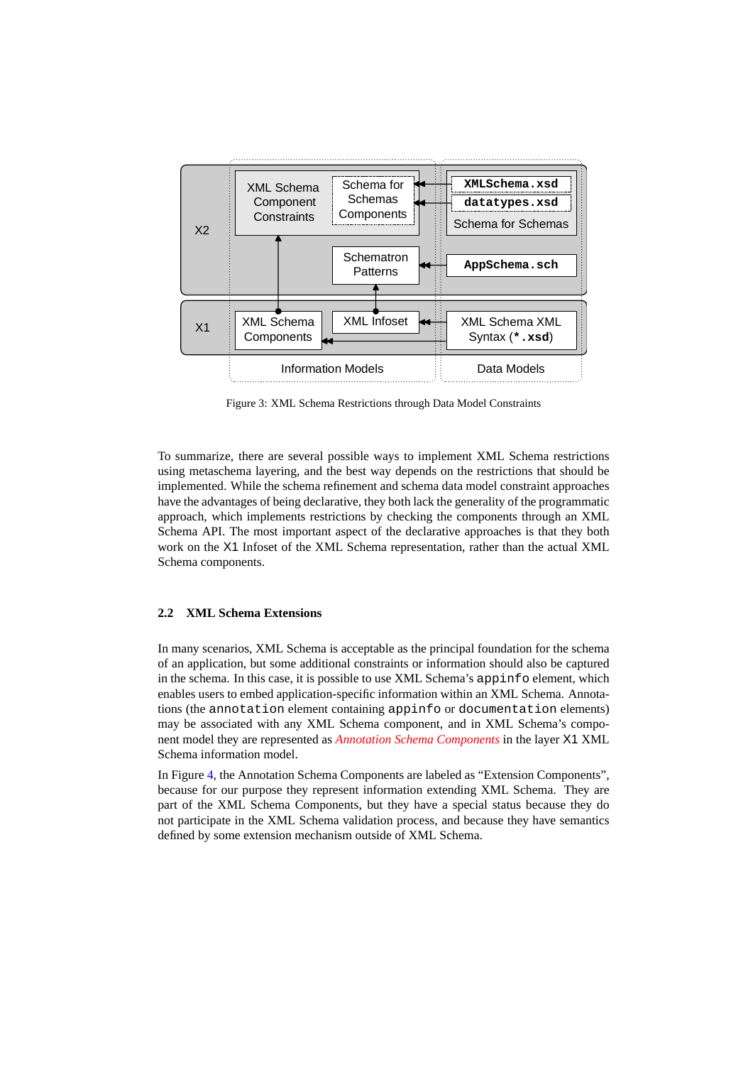Figure 3: XML Schema Restrictions through Data Model Constraints

To summarize, there are several possible ways to implement XML Schema restrictions using metaschema layering, and the best way depends on the restrictions that should be implemented. While the schema refinement and schema data model constraint approaches have the advantages of being declarative, they both lack the generality of the programmatic approach, which implements restrictions by checking the components through an XML Schema API. The most important aspect of the declarative approaches is that they both work on the X1 Infoset of the XML Schema representation, rather than the actual XML Schema components.

### 2.2 XML Schema Extensions

In many scenarios, XML Schema is acceptable as the principal foundation for the schema of an application, but some additional constraints or information should also be captured in the schema. In this case, it is possible to use XML Schema's `appinfo` element, which enables users to embed application-specific information within an XML Schema. Annotations (the `annotation` element containing `appinfo` or `documentation` elements) may be associated with any XML Schema component, and in XML Schema's component model they are represented as *Annotation Schema Components* in the layer X1 XML Schema information model.

In Figure 4, the Annotation Schema Components are labeled as "Extension Components", because for our purpose they represent information extending XML Schema. They are part of the XML Schema Components, but they have a special status because they do not participate in the XML Schema validation process, and because they have semantics defined by some extension mechanism outside of XML Schema.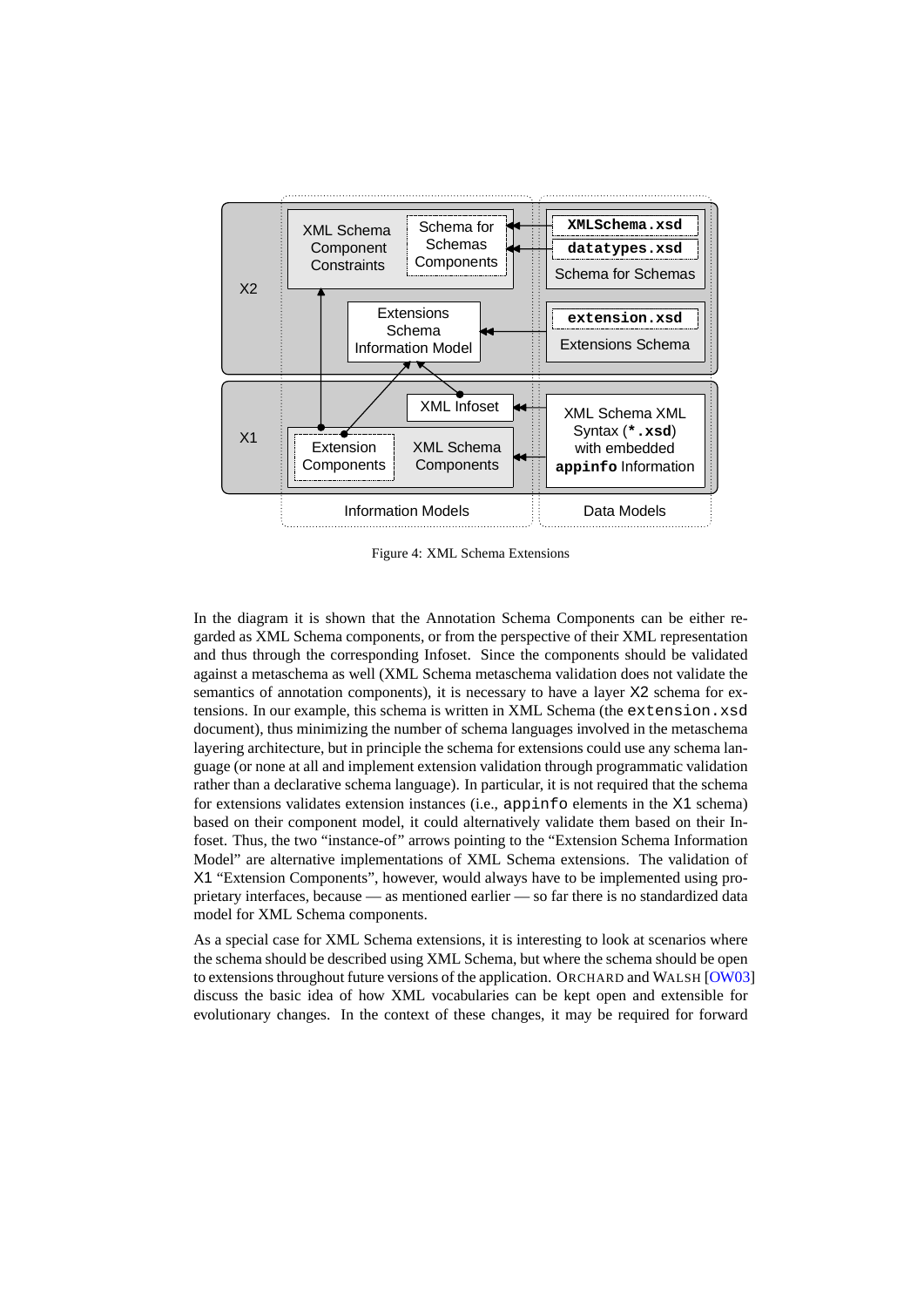Figure 4: XML Schema Extensions

In the diagram it is shown that the Annotation Schema Components can be either regarded as XML Schema components, or from the perspective of their XML representation and thus through the corresponding Infoset. Since the components should be validated against a metaschema as well (XML Schema metaschema validation does not validate the semantics of annotation components), it is necessary to have a layer `X2` schema for extensions. In our example, this schema is written in XML Schema (the `extension.xsd` document), thus minimizing the number of schema languages involved in the metaschema layering architecture, but in principle the schema for extensions could use any schema language (or none at all and implement extension validation through programmatic validation rather than a declarative schema language). In particular, it is not required that the schema for extensions validates extension instances (i.e., `appinfo` elements in the `X1` schema) based on their component model, it could alternatively validate them based on their Infoset. Thus, the two "instance-of" arrows pointing to the "Extension Schema Information Model" are alternative implementations of XML Schema extensions. The validation of `X1` "Extension Components", however, would always have to be implemented using proprietary interfaces, because — as mentioned earlier — so far there is no standardized data model for XML Schema components.

As a special case for XML Schema extensions, it is interesting to look at scenarios where the schema should be described using XML Schema, but where the schema should be open to extensions throughout future versions of the application. ORCHARD and WALSH [OW03] discuss the basic idea of how XML vocabularies can be kept open and extensible for evolutionary changes. In the context of these changes, it may be required for forward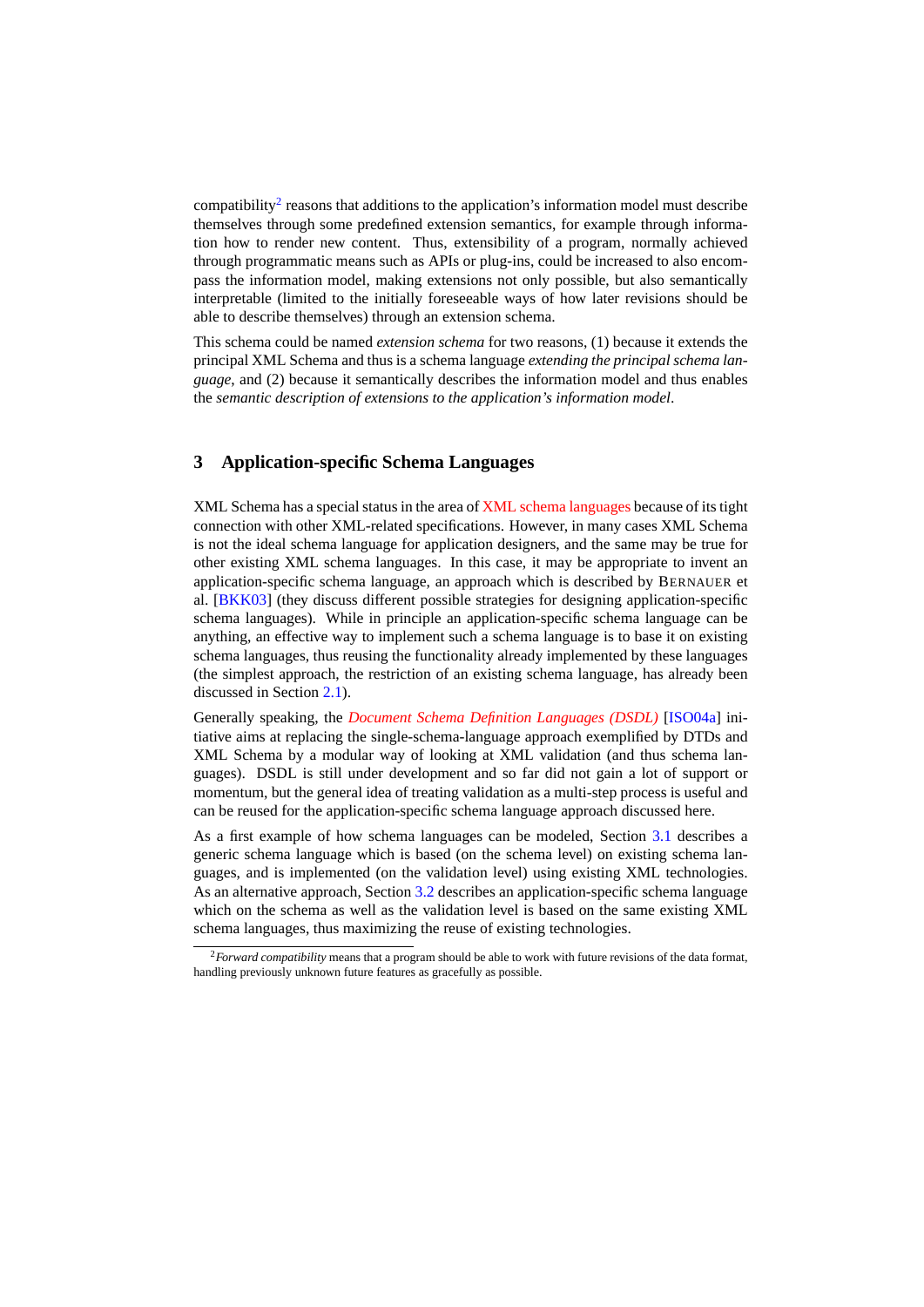compatibility[2] reasons that additions to the application's information model must describe themselves through some predefined extension semantics, for example through information how to render new content. Thus, extensibility of a program, normally achieved through programmatic means such as APIs or plug-ins, could be increased to also encompass the information model, making extensions not only possible, but also semantically interpretable (limited to the initially foreseeable ways of how later revisions should be able to describe themselves) through an extension schema.

This schema could be named *extension schema* for two reasons, (1) because it extends the principal XML Schema and thus is a schema language *extending the principal schema language*, and (2) because it semantically describes the information model and thus enables the *semantic description of extensions to the application's information model*.

## 3 Application-specific Schema Languages

XML Schema has a special status in the area of XML schema languages because of its tight connection with other XML-related specifications. However, in many cases XML Schema is not the ideal schema language for application designers, and the same may be true for other existing XML schema languages. In this case, it may be appropriate to invent an application-specific schema language, an approach which is described by BERNAUER et al. [BKK03] (they discuss different possible strategies for designing application-specific schema languages). While in principle an application-specific schema language can be anything, an effective way to implement such a schema language is to base it on existing schema languages, thus reusing the functionality already implemented by these languages (the simplest approach, the restriction of an existing schema language, has already been discussed in Section 2.1).

Generally speaking, the *Document Schema Definition Languages (DSDL)* [ISO04a] initiative aims at replacing the single-schema-language approach exemplified by DTDs and XML Schema by a modular way of looking at XML validation (and thus schema languages). DSDL is still under development and so far did not gain a lot of support or momentum, but the general idea of treating validation as a multi-step process is useful and can be reused for the application-specific schema language approach discussed here.

As a first example of how schema languages can be modeled, Section 3.1 describes a generic schema language which is based (on the schema level) on existing schema languages, and is implemented (on the validation level) using existing XML technologies. As an alternative approach, Section 3.2 describes an application-specific schema language which on the schema as well as the validation level is based on the same existing XML schema languages, thus maximizing the reuse of existing technologies.

[2] *Forward compatibility* means that a program should be able to work with future revisions of the data format, handling previously unknown future features as gracefully as possible.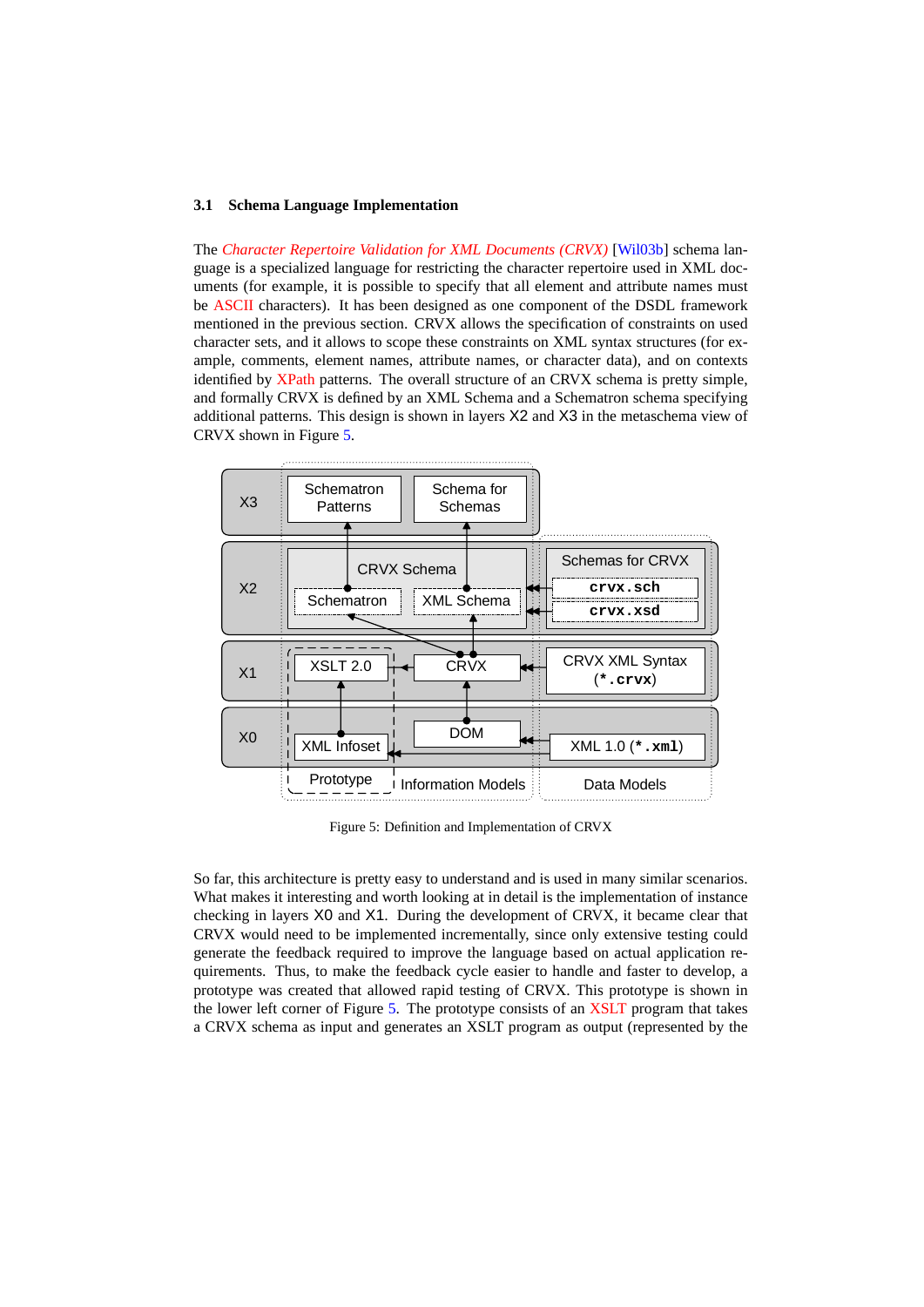### 3.1 Schema Language Implementation

The *Character Repertoire Validation for XML Documents (CRVX)* [Wil03b] schema language is a specialized language for restricting the character repertoire used in XML documents (for example, it is possible to specify that all element and attribute names must be ASCII characters). It has been designed as one component of the DSDL framework mentioned in the previous section. CRVX allows the specification of constraints on used character sets, and it allows to scope these constraints on XML syntax structures (for example, comments, element names, attribute names, or character data), and on contexts identified by XPath patterns. The overall structure of an CRVX schema is pretty simple, and formally CRVX is defined by an XML Schema and a Schematron schema specifying additional patterns. This design is shown in layers X2 and X3 in the metaschema view of CRVX shown in Figure 5.

Figure 5: Definition and Implementation of CRVX

So far, this architecture is pretty easy to understand and is used in many similar scenarios. What makes it interesting and worth looking at in detail is the implementation of instance checking in layers X0 and X1. During the development of CRVX, it became clear that CRVX would need to be implemented incrementally, since only extensive testing could generate the feedback required to improve the language based on actual application requirements. Thus, to make the feedback cycle easier to handle and faster to develop, a prototype was created that allowed rapid testing of CRVX. This prototype is shown in the lower left corner of Figure 5. The prototype consists of an XSLT program that takes a CRVX schema as input and generates an XSLT program as output (represented by the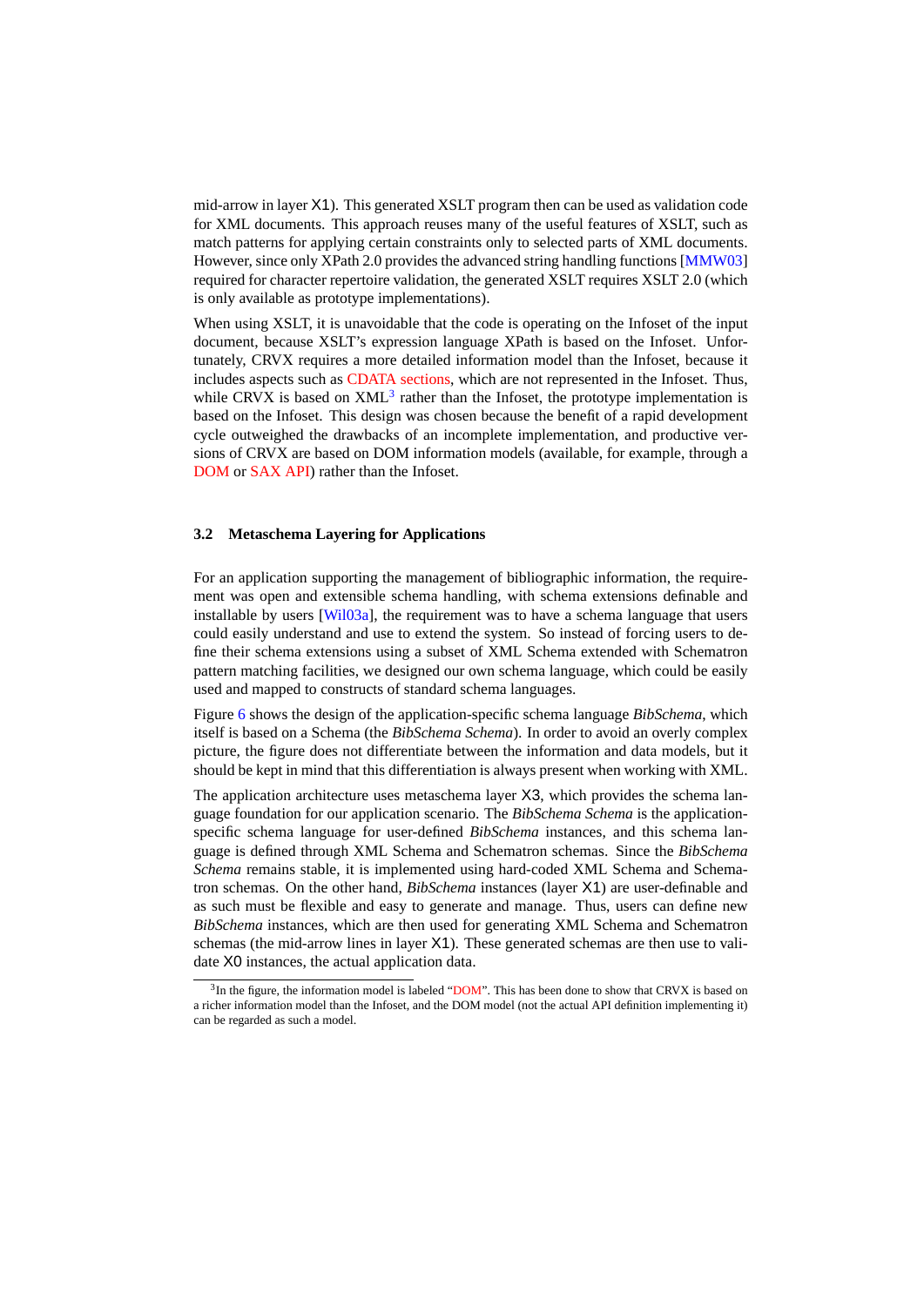mid-arrow in layer X1). This generated XSLT program then can be used as validation code for XML documents. This approach reuses many of the useful features of XSLT, such as match patterns for applying certain constraints only to selected parts of XML documents. However, since only XPath 2.0 provides the advanced string handling functions [MMW03] required for character repertoire validation, the generated XSLT requires XSLT 2.0 (which is only available as prototype implementations).

When using XSLT, it is unavoidable that the code is operating on the Infoset of the input document, because XSLT's expression language XPath is based on the Infoset. Unfortunately, CRVX requires a more detailed information model than the Infoset, because it includes aspects such as CDATA sections, which are not represented in the Infoset. Thus, while CRVX is based on XML[3] rather than the Infoset, the prototype implementation is based on the Infoset. This design was chosen because the benefit of a rapid development cycle outweighed the drawbacks of an incomplete implementation, and productive versions of CRVX are based on DOM information models (available, for example, through a DOM or SAX API) rather than the Infoset.

### 3.2 Metaschema Layering for Applications

For an application supporting the management of bibliographic information, the requirement was open and extensible schema handling, with schema extensions definable and installable by users [Wil03a], the requirement was to have a schema language that users could easily understand and use to extend the system. So instead of forcing users to define their schema extensions using a subset of XML Schema extended with Schematron pattern matching facilities, we designed our own schema language, which could be easily used and mapped to constructs of standard schema languages.

Figure 6 shows the design of the application-specific schema language *BibSchema*, which itself is based on a Schema (the *BibSchema Schema*). In order to avoid an overly complex picture, the figure does not differentiate between the information and data models, but it should be kept in mind that this differentiation is always present when working with XML.

The application architecture uses metaschema layer X3, which provides the schema language foundation for our application scenario. The *BibSchema Schema* is the application-specific schema language for user-defined *BibSchema* instances, and this schema language is defined through XML Schema and Schematron schemas. Since the *BibSchema Schema* remains stable, it is implemented using hard-coded XML Schema and Schematron schemas. On the other hand, *BibSchema* instances (layer X1) are user-definable and as such must be flexible and easy to generate and manage. Thus, users can define new *BibSchema* instances, which are then used for generating XML Schema and Schematron schemas (the mid-arrow lines in layer X1). These generated schemas are then use to validate X0 instances, the actual application data.

[3] In the figure, the information model is labeled "DOM". This has been done to show that CRVX is based on a richer information model than the Infoset, and the DOM model (not the actual API definition implementing it) can be regarded as such a model.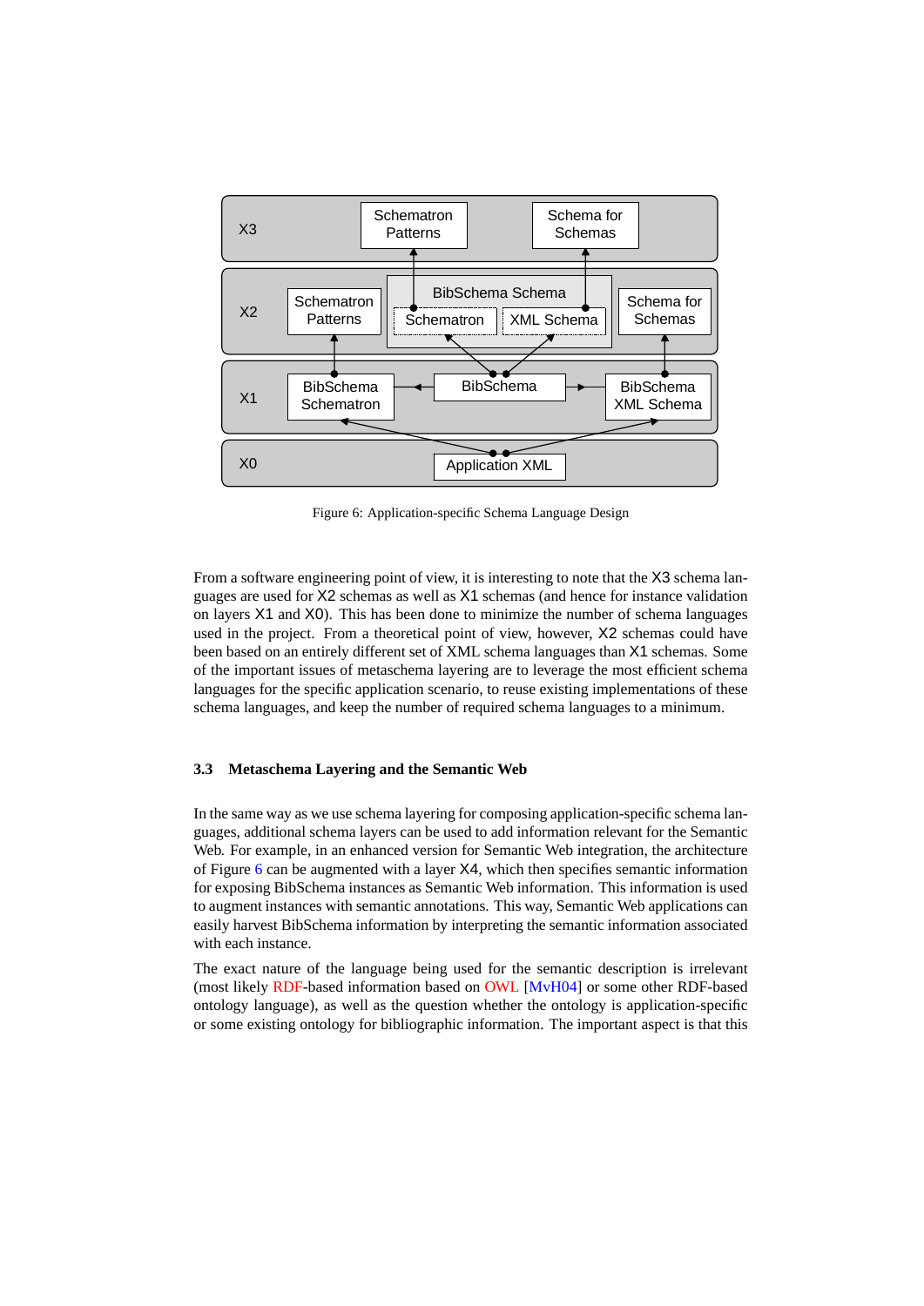Figure 6: Application-specific Schema Language Design

From a software engineering point of view, it is interesting to note that the X3 schema languages are used for X2 schemas as well as X1 schemas (and hence for instance validation on layers X1 and X0). This has been done to minimize the number of schema languages used in the project. From a theoretical point of view, however, X2 schemas could have been based on an entirely different set of XML schema languages than X1 schemas. Some of the important issues of metaschema layering are to leverage the most efficient schema languages for the specific application scenario, to reuse existing implementations of these schema languages, and keep the number of required schema languages to a minimum.

### 3.3 Metaschema Layering and the Semantic Web

In the same way as we use schema layering for composing application-specific schema languages, additional schema layers can be used to add information relevant for the Semantic Web. For example, in an enhanced version for Semantic Web integration, the architecture of Figure 6 can be augmented with a layer X4, which then specifies semantic information for exposing BibSchema instances as Semantic Web information. This information is used to augment instances with semantic annotations. This way, Semantic Web applications can easily harvest BibSchema information by interpreting the semantic information associated with each instance.

The exact nature of the language being used for the semantic description is irrelevant (most likely RDF-based information based on OWL [MvH04] or some other RDF-based ontology language), as well as the question whether the ontology is application-specific or some existing ontology for bibliographic information. The important aspect is that this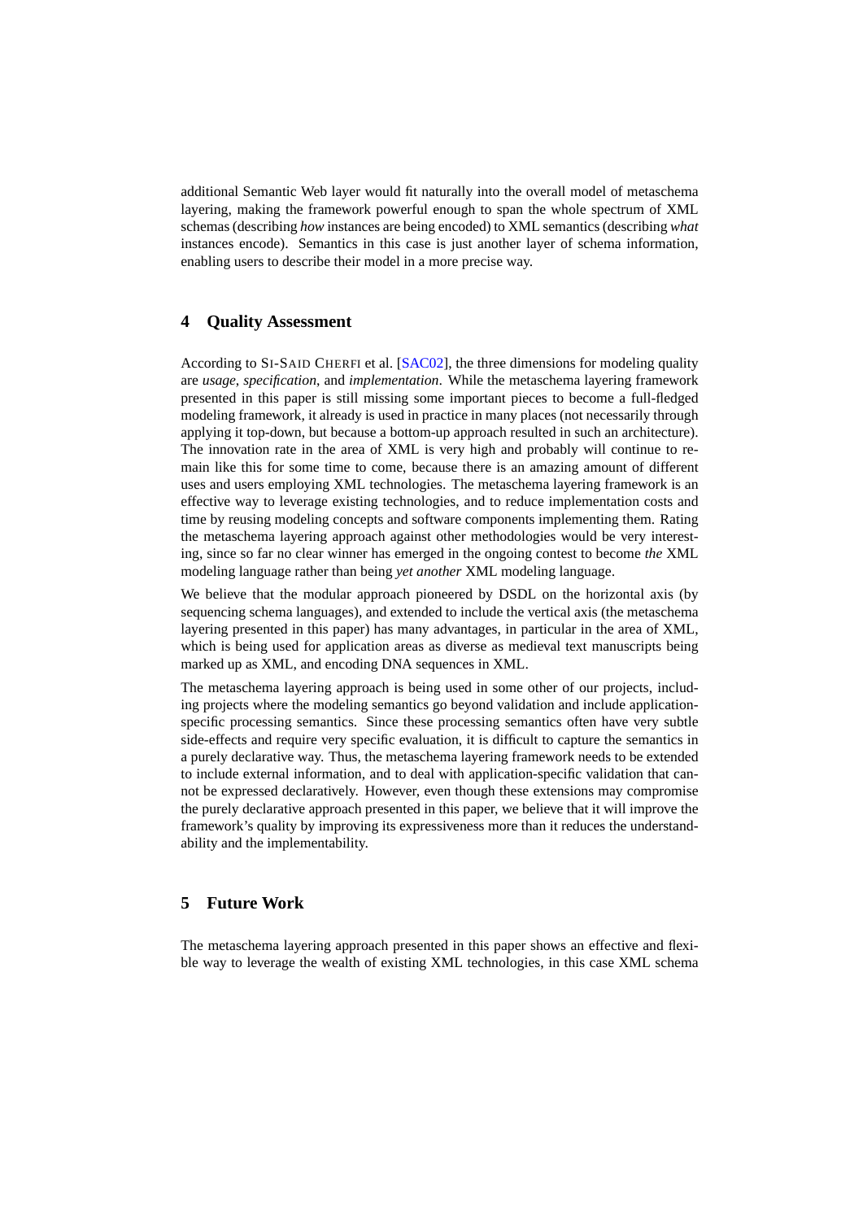additional Semantic Web layer would fit naturally into the overall model of metaschema layering, making the framework powerful enough to span the whole spectrum of XML schemas (describing *how* instances are being encoded) to XML semantics (describing *what* instances encode). Semantics in this case is just another layer of schema information, enabling users to describe their model in a more precise way.

## 4 Quality Assessment

According to SI-SAID CHERFI et al. [SAC02], the three dimensions for modeling quality are *usage*, *specification*, and *implementation*. While the metaschema layering framework presented in this paper is still missing some important pieces to become a full-fledged modeling framework, it already is used in practice in many places (not necessarily through applying it top-down, but because a bottom-up approach resulted in such an architecture). The innovation rate in the area of XML is very high and probably will continue to remain like this for some time to come, because there is an amazing amount of different uses and users employing XML technologies. The metaschema layering framework is an effective way to leverage existing technologies, and to reduce implementation costs and time by reusing modeling concepts and software components implementing them. Rating the metaschema layering approach against other methodologies would be very interesting, since so far no clear winner has emerged in the ongoing contest to become *the* XML modeling language rather than being *yet another* XML modeling language.

We believe that the modular approach pioneered by DSDL on the horizontal axis (by sequencing schema languages), and extended to include the vertical axis (the metaschema layering presented in this paper) has many advantages, in particular in the area of XML, which is being used for application areas as diverse as medieval text manuscripts being marked up as XML, and encoding DNA sequences in XML.

The metaschema layering approach is being used in some other of our projects, including projects where the modeling semantics go beyond validation and include application-specific processing semantics. Since these processing semantics often have very subtle side-effects and require very specific evaluation, it is difficult to capture the semantics in a purely declarative way. Thus, the metaschema layering framework needs to be extended to include external information, and to deal with application-specific validation that cannot be expressed declaratively. However, even though these extensions may compromise the purely declarative approach presented in this paper, we believe that it will improve the framework's quality by improving its expressiveness more than it reduces the understandability and the implementability.

## 5 Future Work

The metaschema layering approach presented in this paper shows an effective and flexible way to leverage the wealth of existing XML technologies, in this case XML schema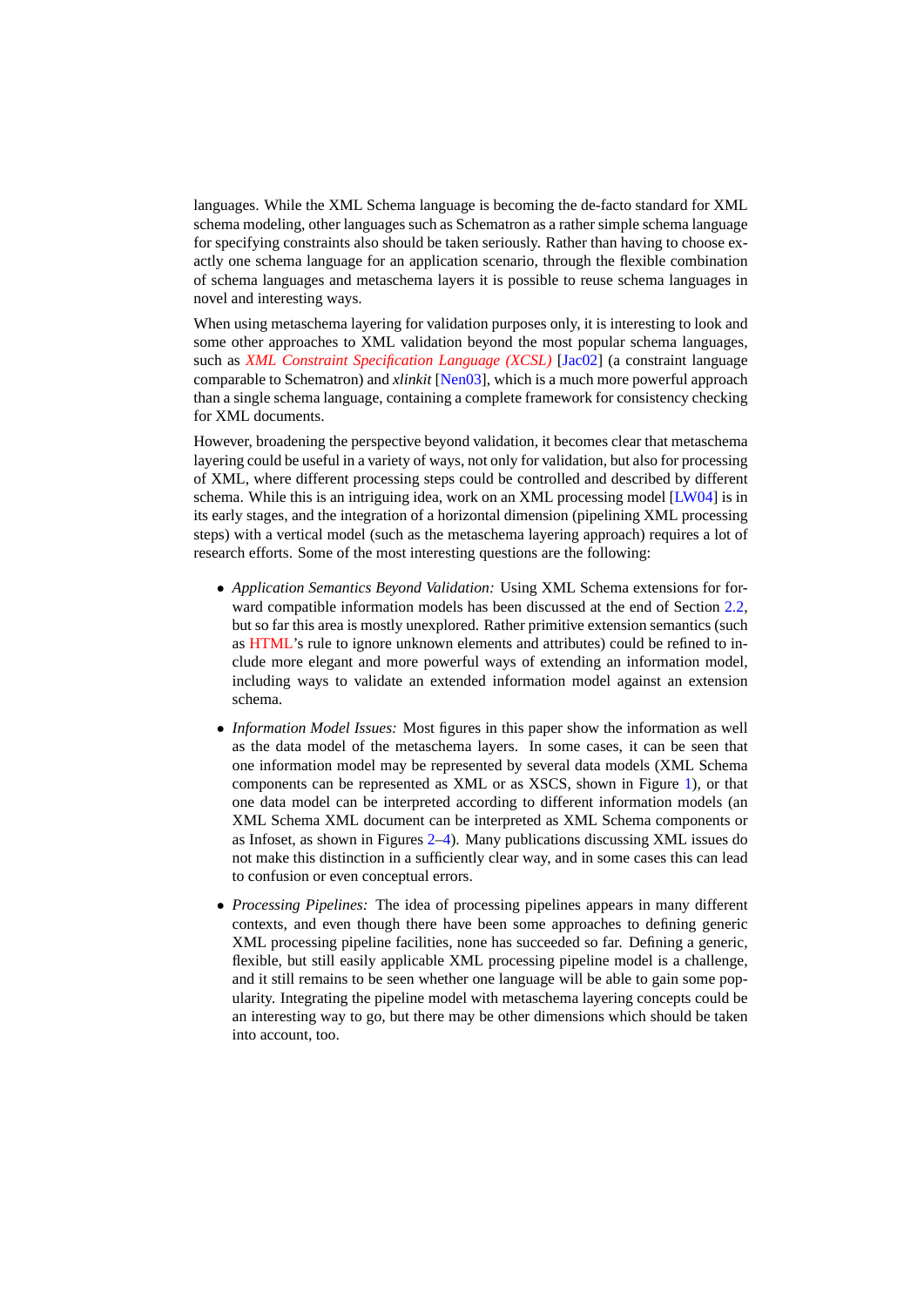languages. While the XML Schema language is becoming the de-facto standard for XML schema modeling, other languages such as Schematron as a rather simple schema language for specifying constraints also should be taken seriously. Rather than having to choose exactly one schema language for an application scenario, through the flexible combination of schema languages and metaschema layers it is possible to reuse schema languages in novel and interesting ways.

When using metaschema layering for validation purposes only, it is interesting to look and some other approaches to XML validation beyond the most popular schema languages, such as *XML Constraint Specification Language (XCSL)* [Jac02] (a constraint language comparable to Schematron) and *xlinkit* [Nen03], which is a much more powerful approach than a single schema language, containing a complete framework for consistency checking for XML documents.

However, broadening the perspective beyond validation, it becomes clear that metaschema layering could be useful in a variety of ways, not only for validation, but also for processing of XML, where different processing steps could be controlled and described by different schema. While this is an intriguing idea, work on an XML processing model [LW04] is in its early stages, and the integration of a horizontal dimension (pipelining XML processing steps) with a vertical model (such as the metaschema layering approach) requires a lot of research efforts. Some of the most interesting questions are the following:

- *Application Semantics Beyond Validation:* Using XML Schema extensions for forward compatible information models has been discussed at the end of Section 2.2, but so far this area is mostly unexplored. Rather primitive extension semantics (such as HTML's rule to ignore unknown elements and attributes) could be refined to include more elegant and more powerful ways of extending an information model, including ways to validate an extended information model against an extension schema.
- *Information Model Issues:* Most figures in this paper show the information as well as the data model of the metaschema layers. In some cases, it can be seen that one information model may be represented by several data models (XML Schema components can be represented as XML or as XSCS, shown in Figure 1), or that one data model can be interpreted according to different information models (an XML Schema XML document can be interpreted as XML Schema components or as Infoset, as shown in Figures 2–4). Many publications discussing XML issues do not make this distinction in a sufficiently clear way, and in some cases this can lead to confusion or even conceptual errors.
- *Processing Pipelines:* The idea of processing pipelines appears in many different contexts, and even though there have been some approaches to defining generic XML processing pipeline facilities, none has succeeded so far. Defining a generic, flexible, but still easily applicable XML processing pipeline model is a challenge, and it still remains to be seen whether one language will be able to gain some popularity. Integrating the pipeline model with metaschema layering concepts could be an interesting way to go, but there may be other dimensions which should be taken into account, too.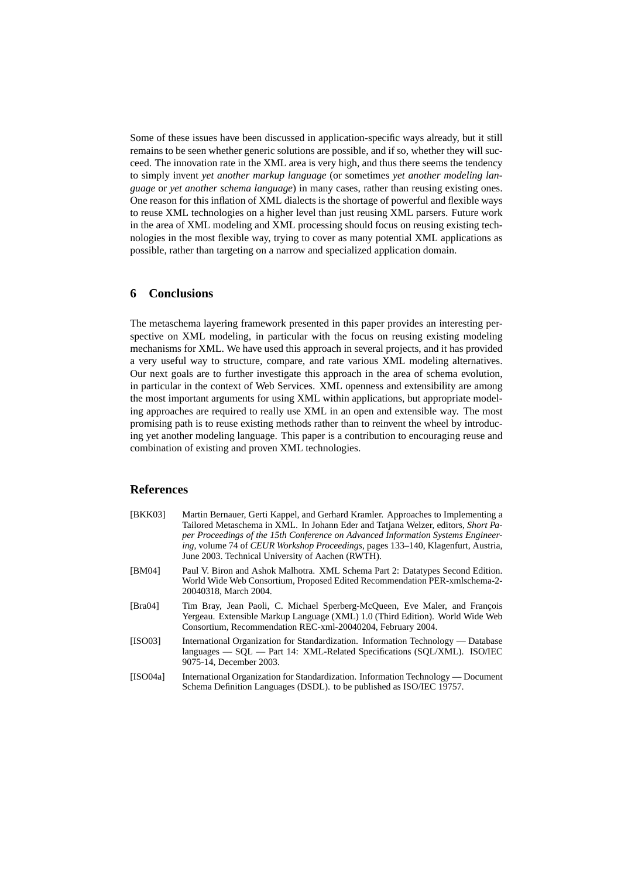Some of these issues have been discussed in application-specific ways already, but it still remains to be seen whether generic solutions are possible, and if so, whether they will succeed. The innovation rate in the XML area is very high, and thus there seems the tendency to simply invent *yet another markup language* (or sometimes *yet another modeling language* or *yet another schema language*) in many cases, rather than reusing existing ones. One reason for this inflation of XML dialects is the shortage of powerful and flexible ways to reuse XML technologies on a higher level than just reusing XML parsers. Future work in the area of XML modeling and XML processing should focus on reusing existing technologies in the most flexible way, trying to cover as many potential XML applications as possible, rather than targeting on a narrow and specialized application domain.

## 6 Conclusions

The metaschema layering framework presented in this paper provides an interesting perspective on XML modeling, in particular with the focus on reusing existing modeling mechanisms for XML. We have used this approach in several projects, and it has provided a very useful way to structure, compare, and rate various XML modeling alternatives. Our next goals are to further investigate this approach in the area of schema evolution, in particular in the context of Web Services. XML openness and extensibility are among the most important arguments for using XML within applications, but appropriate modeling approaches are required to really use XML in an open and extensible way. The most promising path is to reuse existing methods rather than to reinvent the wheel by introducing yet another modeling language. This paper is a contribution to encouraging reuse and combination of existing and proven XML technologies.

## References

[BKK03] Martin Bernauer, Gerti Kappel, and Gerhard Kramler. Approaches to Implementing a Tailored Metaschema in XML. In Johann Eder and Tatjana Welzer, editors, *Short Paper Proceedings of the 15th Conference on Advanced Information Systems Engineering*, volume 74 of *CEUR Workshop Proceedings*, pages 133–140, Klagenfurt, Austria, June 2003. Technical University of Aachen (RWTH).

[BM04] Paul V. Biron and Ashok Malhotra. XML Schema Part 2: Datatypes Second Edition. World Wide Web Consortium, Proposed Edited Recommendation PER-xmlschema-2-20040318, March 2004.

[Bra04] Tim Bray, Jean Paoli, C. Michael Sperberg-McQueen, Eve Maler, and François Yergeau. Extensible Markup Language (XML) 1.0 (Third Edition). World Wide Web Consortium, Recommendation REC-xml-20040204, February 2004.

[ISO03] International Organization for Standardization. Information Technology — Database languages — SQL — Part 14: XML-Related Specifications (SQL/XML). ISO/IEC 9075-14, December 2003.

[ISO04a] International Organization for Standardization. Information Technology — Document Schema Definition Languages (DSDL). to be published as ISO/IEC 19757.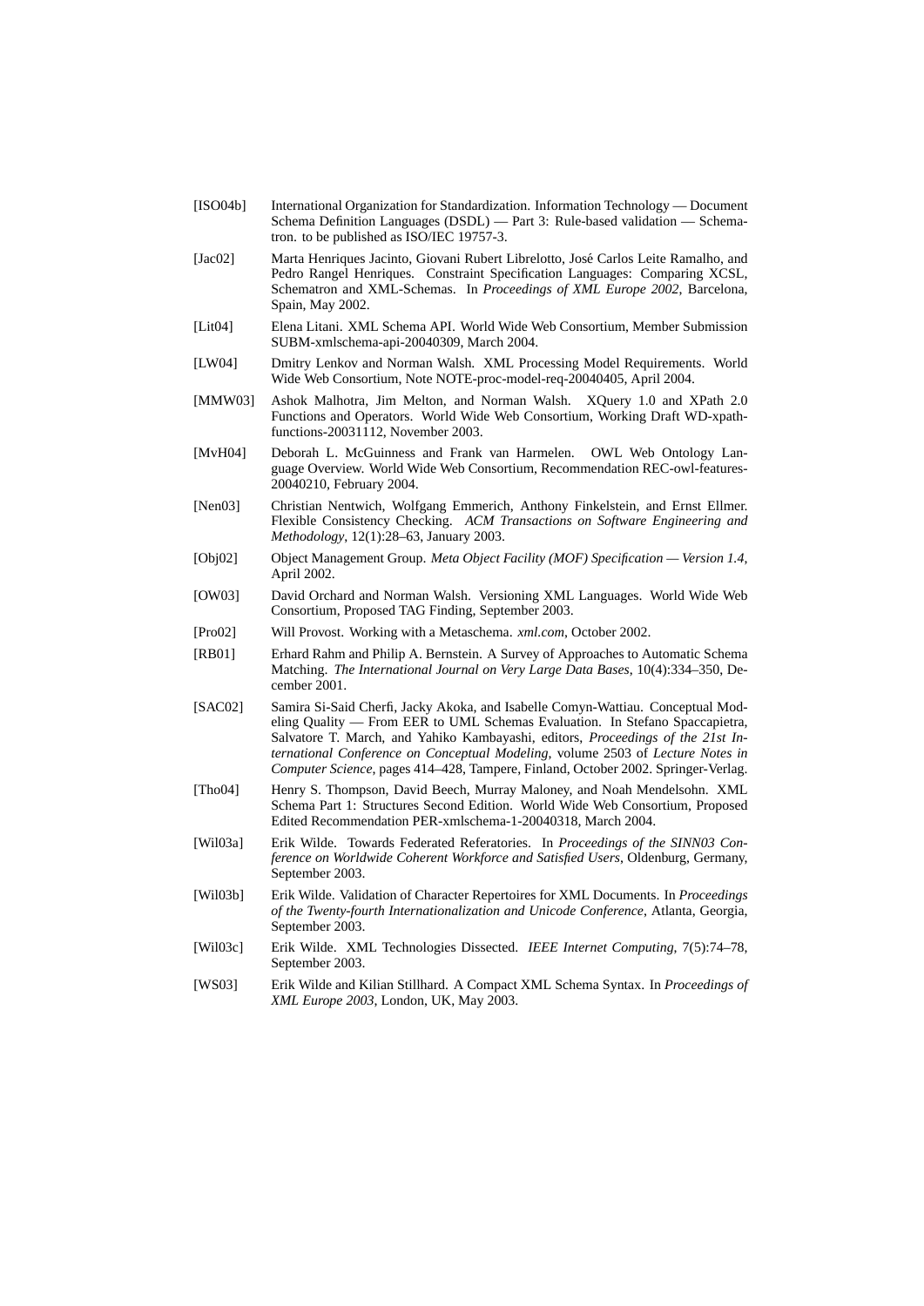[ISO04b] International Organization for Standardization. Information Technology — Document Schema Definition Languages (DSDL) — Part 3: Rule-based validation — Schematron. to be published as ISO/IEC 19757-3.

[Jac02] Marta Henriques Jacinto, Giovani Rubert Librelotto, José Carlos Leite Ramalho, and Pedro Rangel Henriques. Constraint Specification Languages: Comparing XCSL, Schematron and XML-Schemas. In *Proceedings of XML Europe 2002*, Barcelona, Spain, May 2002.

[Lit04] Elena Litani. XML Schema API. World Wide Web Consortium, Member Submission SUBM-xmlschema-api-20040309, March 2004.

[LW04] Dmitry Lenkov and Norman Walsh. XML Processing Model Requirements. World Wide Web Consortium, Note NOTE-proc-model-req-20040405, April 2004.

[MMW03] Ashok Malhotra, Jim Melton, and Norman Walsh. XQuery 1.0 and XPath 2.0 Functions and Operators. World Wide Web Consortium, Working Draft WD-xpath-functions-20031112, November 2003.

[MvH04] Deborah L. McGuinness and Frank van Harmelen. OWL Web Ontology Language Overview. World Wide Web Consortium, Recommendation REC-owl-features-20040210, February 2004.

[Nen03] Christian Nentwich, Wolfgang Emmerich, Anthony Finkelstein, and Ernst Ellmer. Flexible Consistency Checking. *ACM Transactions on Software Engineering and Methodology*, 12(1):28–63, January 2003.

[Obj02] Object Management Group. *Meta Object Facility (MOF) Specification — Version 1.4*, April 2002.

[OW03] David Orchard and Norman Walsh. Versioning XML Languages. World Wide Web Consortium, Proposed TAG Finding, September 2003.

[Pro02] Will Provost. Working with a Metaschema. *xml.com*, October 2002.

[RB01] Erhard Rahm and Philip A. Bernstein. A Survey of Approaches to Automatic Schema Matching. *The International Journal on Very Large Data Bases*, 10(4):334–350, December 2001.

[SAC02] Samira Si-Said Cherfi, Jacky Akoka, and Isabelle Comyn-Wattiau. Conceptual Modeling Quality — From EER to UML Schemas Evaluation. In Stefano Spaccapietra, Salvatore T. March, and Yahiko Kambayashi, editors, *Proceedings of the 21st International Conference on Conceptual Modeling*, volume 2503 of *Lecture Notes in Computer Science*, pages 414–428, Tampere, Finland, October 2002. Springer-Verlag.

[Tho04] Henry S. Thompson, David Beech, Murray Maloney, and Noah Mendelsohn. XML Schema Part 1: Structures Second Edition. World Wide Web Consortium, Proposed Edited Recommendation PER-xmlschema-1-20040318, March 2004.

[Wil03a] Erik Wilde. Towards Federated Referatories. In *Proceedings of the SINN03 Conference on Worldwide Coherent Workforce and Satisfied Users*, Oldenburg, Germany, September 2003.

[Wil03b] Erik Wilde. Validation of Character Repertoires for XML Documents. In *Proceedings of the Twenty-fourth Internationalization and Unicode Conference*, Atlanta, Georgia, September 2003.

[Wil03c] Erik Wilde. XML Technologies Dissected. *IEEE Internet Computing*, 7(5):74–78, September 2003.

[WS03] Erik Wilde and Kilian Stillhard. A Compact XML Schema Syntax. In *Proceedings of XML Europe 2003*, London, UK, May 2003.